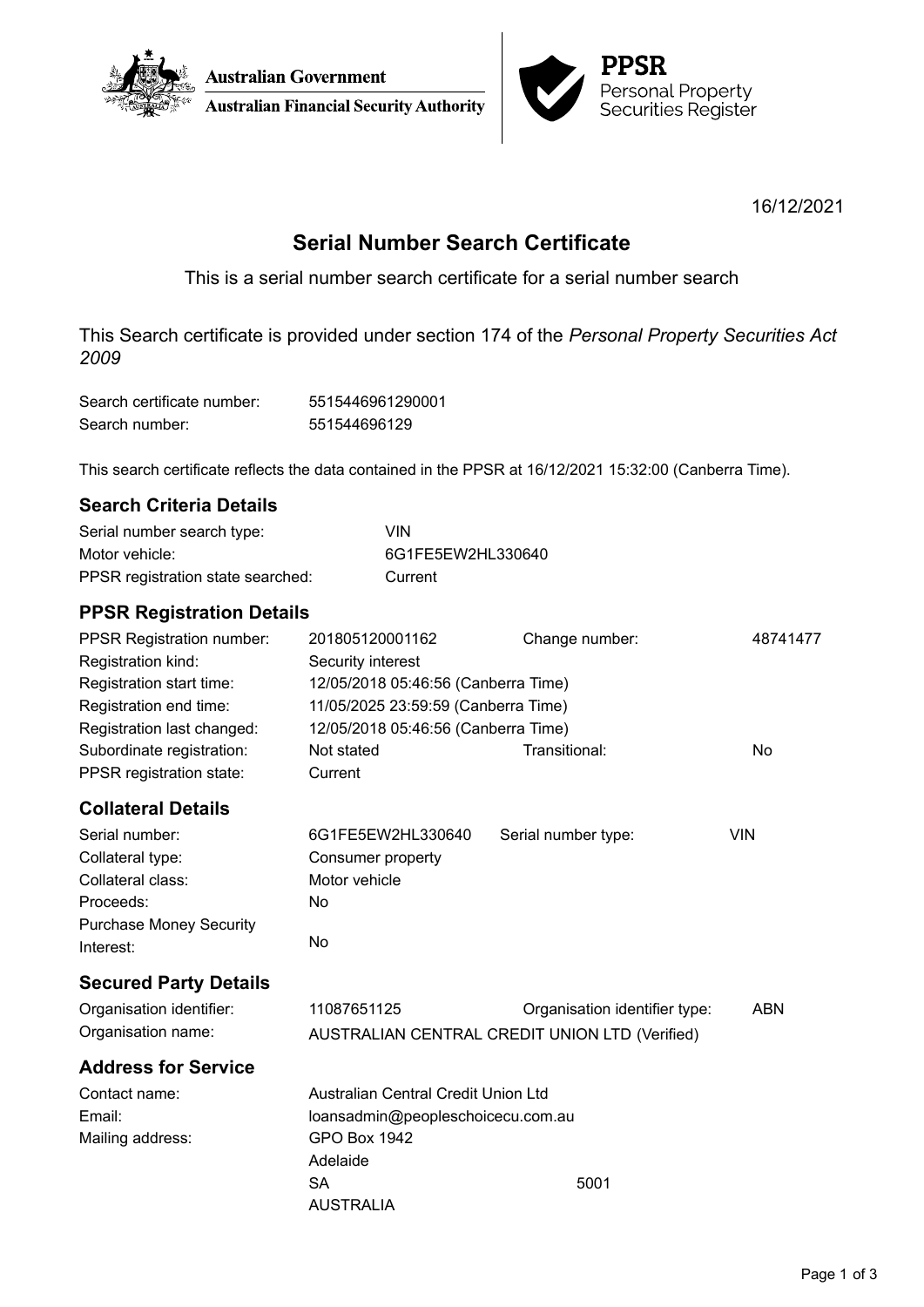Australian Government
Australian Financial Security Authority

**PPSR**
Personal Property Securities Register

16/12/2021

# Serial Number Search Certificate

This is a serial number search certificate for a serial number search

This Search certificate is provided under section 174 of the *Personal Property Securities Act 2009*

| | |
|---|---|
| Search certificate number: | 5515446961290001 |
| Search number: | 551544696129 |

This search certificate reflects the data contained in the PPSR at 16/12/2021 15:32:00 (Canberra Time).

## Search Criteria Details

| | |
|---|---|
| Serial number search type: | VIN |
| Motor vehicle: | 6G1FE5EW2HL330640 |
| PPSR registration state searched: | Current |

## PPSR Registration Details

| | | | |
|---|---|---|---|
| PPSR Registration number: | 201805120001162 | Change number: | 48741477 |
| Registration kind: | Security interest | | |
| Registration start time: | 12/05/2018 05:46:56 (Canberra Time) | | |
| Registration end time: | 11/05/2025 23:59:59 (Canberra Time) | | |
| Registration last changed: | 12/05/2018 05:46:56 (Canberra Time) | | |
| Subordinate registration: | Not stated | Transitional: | No |
| PPSR registration state: | Current | | |

## Collateral Details

| | | | |
|---|---|---|---|
| Serial number: | 6G1FE5EW2HL330640 | Serial number type: | VIN |
| Collateral type: | Consumer property | | |
| Collateral class: | Motor vehicle | | |
| Proceeds: | No | | |
| Purchase Money Security Interest: | No | | |

## Secured Party Details

| | | | |
|---|---|---|---|
| Organisation identifier: | 11087651125 | Organisation identifier type: | ABN |
| Organisation name: | AUSTRALIAN CENTRAL CREDIT UNION LTD (Verified) | | |

## Address for Service

| | |
|---|---|
| Contact name: | Australian Central Credit Union Ltd |
| Email: | loansadmin@peopleschoicecu.com.au |
| Mailing address: | GPO Box 1942<br>Adelaide<br>SA 5001<br>AUSTRALIA |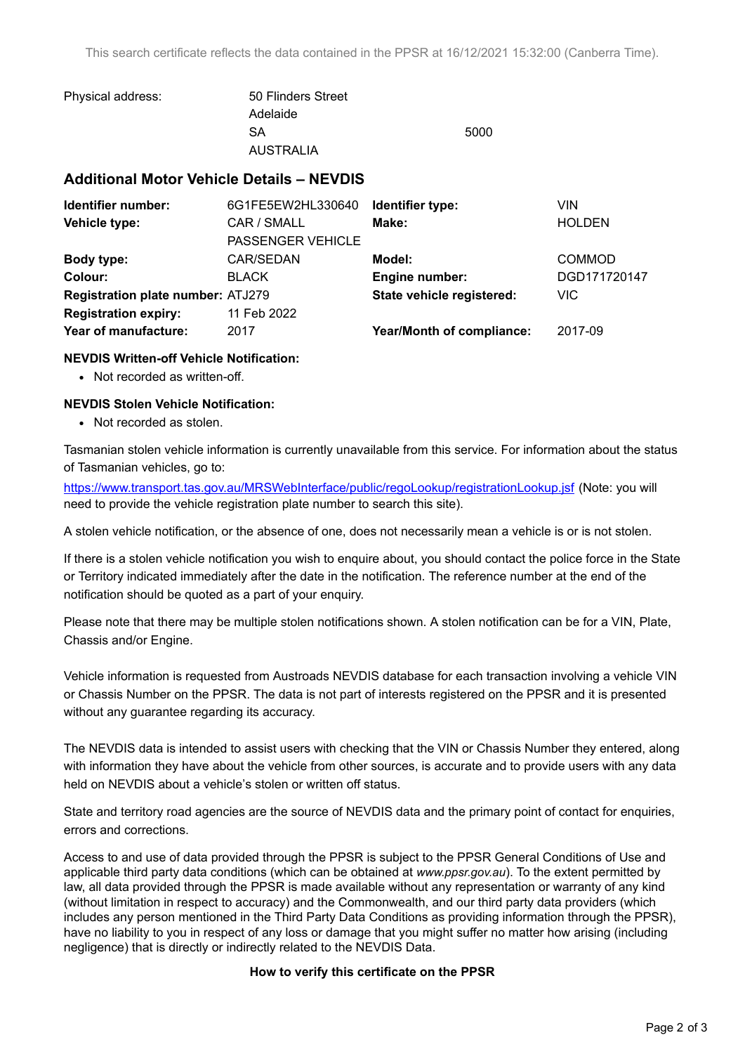This search certificate reflects the data contained in the PPSR at 16/12/2021 15:32:00 (Canberra Time).

| | | | |
|---|---|---|---|
| Physical address: | 50 Flinders Street<br>Adelaide<br>SA<br>AUSTRALIA | | 5000 |

## Additional Motor Vehicle Details – NEVDIS

| | | | |
|---|---|---|---|
| **Identifier number:** | 6G1FE5EW2HL330640 | **Identifier type:** | VIN |
| **Vehicle type:** | CAR / SMALL PASSENGER VEHICLE | **Make:** | HOLDEN |
| **Body type:** | CAR/SEDAN | **Model:** | COMMOD |
| **Colour:** | BLACK | **Engine number:** | DGD171720147 |
| **Registration plate number:** | ATJ279 | **State vehicle registered:** | VIC |
| **Registration expiry:** | 11 Feb 2022 | | |
| **Year of manufacture:** | 2017 | **Year/Month of compliance:** | 2017-09 |

**NEVDIS Written-off Vehicle Notification:**

- Not recorded as written-off.

**NEVDIS Stolen Vehicle Notification:**

- Not recorded as stolen.

Tasmanian stolen vehicle information is currently unavailable from this service. For information about the status of Tasmanian vehicles, go to:

https://www.transport.tas.gov.au/MRSWebInterface/public/regoLookup/registrationLookup.jsf (Note: you will need to provide the vehicle registration plate number to search this site).

A stolen vehicle notification, or the absence of one, does not necessarily mean a vehicle is or is not stolen.

If there is a stolen vehicle notification you wish to enquire about, you should contact the police force in the State or Territory indicated immediately after the date in the notification. The reference number at the end of the notification should be quoted as a part of your enquiry.

Please note that there may be multiple stolen notifications shown. A stolen notification can be for a VIN, Plate, Chassis and/or Engine.

Vehicle information is requested from Austroads NEVDIS database for each transaction involving a vehicle VIN or Chassis Number on the PPSR. The data is not part of interests registered on the PPSR and it is presented without any guarantee regarding its accuracy.

The NEVDIS data is intended to assist users with checking that the VIN or Chassis Number they entered, along with information they have about the vehicle from other sources, is accurate and to provide users with any data held on NEVDIS about a vehicle's stolen or written off status.

State and territory road agencies are the source of NEVDIS data and the primary point of contact for enquiries, errors and corrections.

Access to and use of data provided through the PPSR is subject to the PPSR General Conditions of Use and applicable third party data conditions (which can be obtained at *www.ppsr.gov.au*). To the extent permitted by law, all data provided through the PPSR is made available without any representation or warranty of any kind (without limitation in respect to accuracy) and the Commonwealth, and our third party data providers (which includes any person mentioned in the Third Party Data Conditions as providing information through the PPSR), have no liability to you in respect of any loss or damage that you might suffer no matter how arising (including negligence) that is directly or indirectly related to the NEVDIS Data.

**How to verify this certificate on the PPSR**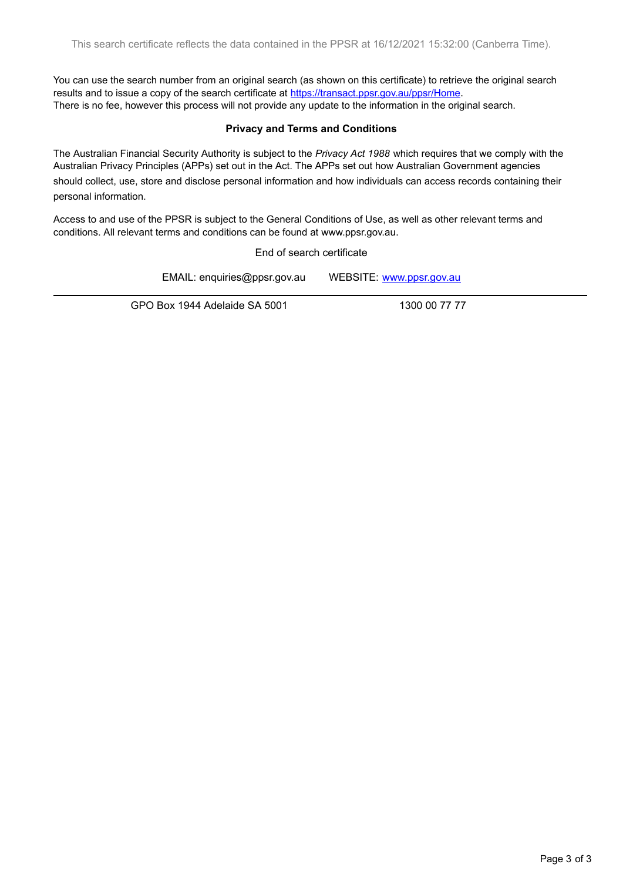This search certificate reflects the data contained in the PPSR at 16/12/2021 15:32:00 (Canberra Time).

You can use the search number from an original search (as shown on this certificate) to retrieve the original search results and to issue a copy of the search certificate at [https://transact.ppsr.gov.au/ppsr/Home](https://transact.ppsr.gov.au/ppsr/Home).
There is no fee, however this process will not provide any update to the information in the original search.

**Privacy and Terms and Conditions**

The Australian Financial Security Authority is subject to the *Privacy Act 1988* which requires that we comply with the Australian Privacy Principles (APPs) set out in the Act. The APPs set out how Australian Government agencies should collect, use, store and disclose personal information and how individuals can access records containing their personal information.

Access to and use of the PPSR is subject to the General Conditions of Use, as well as other relevant terms and conditions. All relevant terms and conditions can be found at www.ppsr.gov.au.

End of search certificate

EMAIL: enquiries@ppsr.gov.au WEBSITE: [www.ppsr.gov.au](http://www.ppsr.gov.au)

GPO Box 1944 Adelaide SA 5001 1300 00 77 77